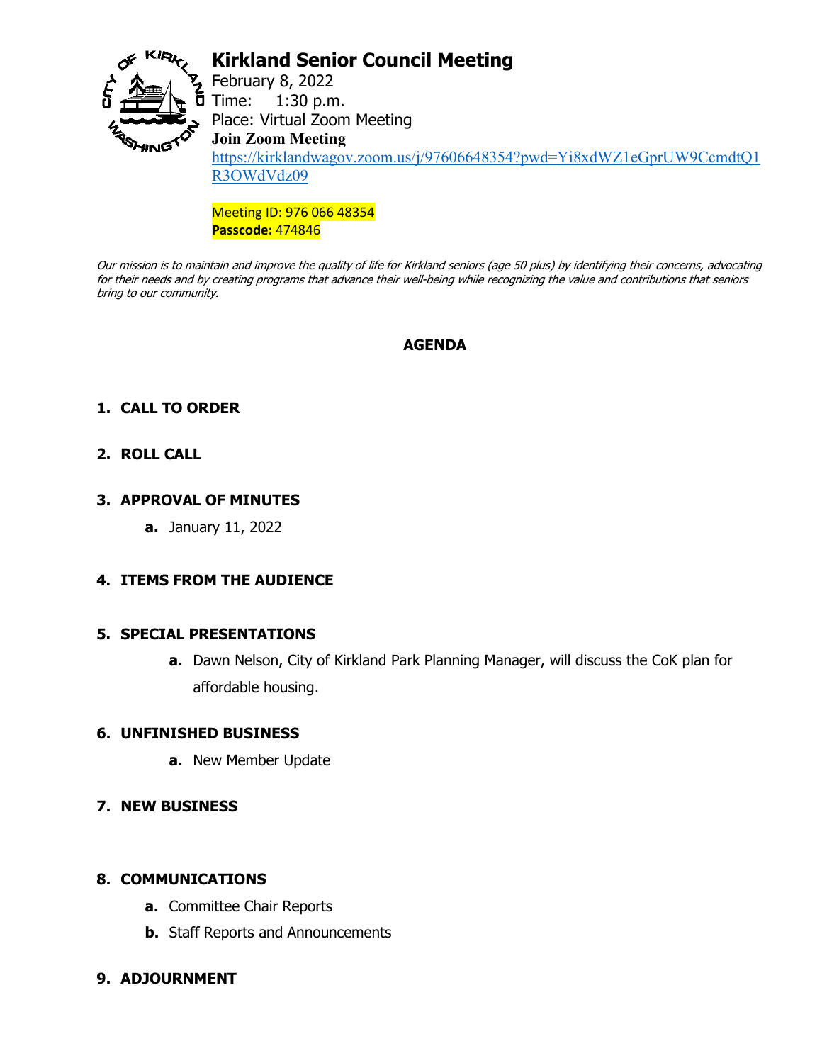# Kirkland Senior Council Meeting

February 8, 2022
Time: 1:30 p.m.
Place: Virtual Zoom Meeting
**Join Zoom Meeting**
https://kirklandwagov.zoom.us/j/97606648354?pwd=Yi8xdWZ1eGprUW9CcmdtQ1R3OWdVdz09

Meeting ID: 976 066 48354
**Passcode:** 474846

*Our mission is to maintain and improve the quality of life for Kirkland seniors (age 50 plus) by identifying their concerns, advocating for their needs and by creating programs that advance their well-being while recognizing the value and contributions that seniors bring to our community.*

## AGENDA

1. **CALL TO ORDER**

2. **ROLL CALL**

3. **APPROVAL OF MINUTES**
   - **a.** January 11, 2022

4. **ITEMS FROM THE AUDIENCE**

5. **SPECIAL PRESENTATIONS**
   - **a.** Dawn Nelson, City of Kirkland Park Planning Manager, will discuss the CoK plan for affordable housing.

6. **UNFINISHED BUSINESS**
   - **a.** New Member Update

7. **NEW BUSINESS**

8. **COMMUNICATIONS**
   - **a.** Committee Chair Reports
   - **b.** Staff Reports and Announcements

9. **ADJOURNMENT**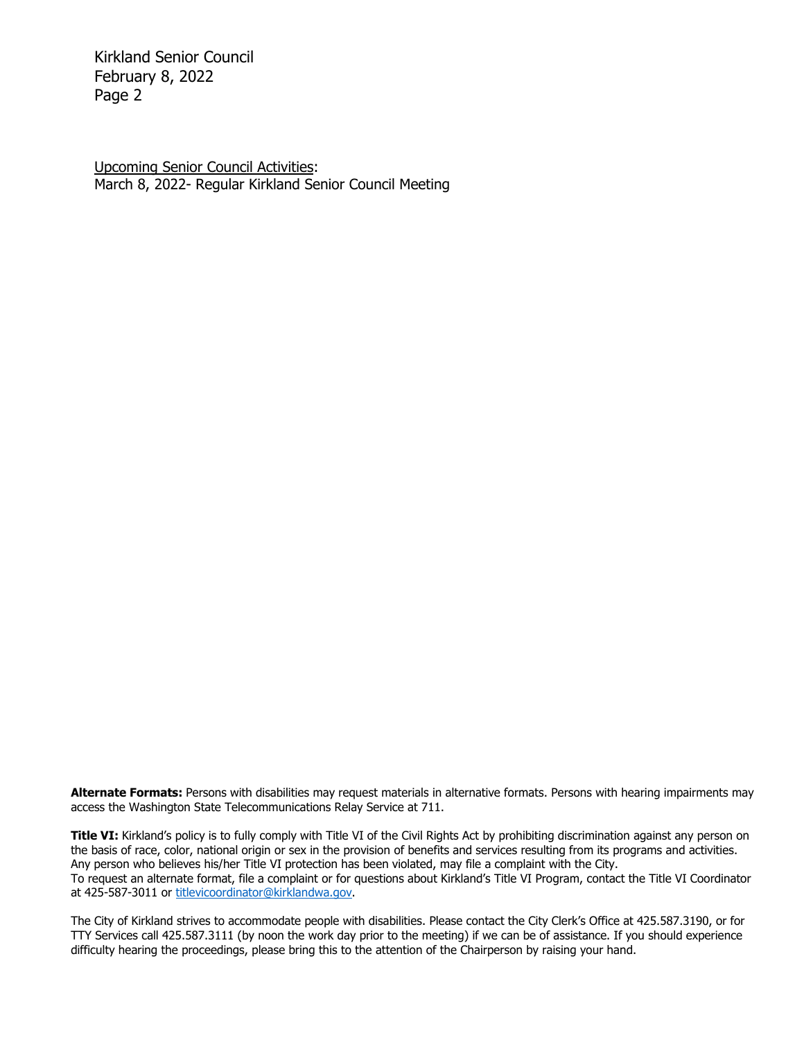Upcoming Senior Council Activities:
March 8, 2022- Regular Kirkland Senior Council Meeting

**Alternate Formats:** Persons with disabilities may request materials in alternative formats. Persons with hearing impairments may access the Washington State Telecommunications Relay Service at 711.

**Title VI:** Kirkland's policy is to fully comply with Title VI of the Civil Rights Act by prohibiting discrimination against any person on the basis of race, color, national origin or sex in the provision of benefits and services resulting from its programs and activities. Any person who believes his/her Title VI protection has been violated, may file a complaint with the City.
To request an alternate format, file a complaint or for questions about Kirkland's Title VI Program, contact the Title VI Coordinator at 425-587-3011 or titlevicoordinator@kirklandwa.gov.

The City of Kirkland strives to accommodate people with disabilities. Please contact the City Clerk's Office at 425.587.3190, or for TTY Services call 425.587.3111 (by noon the work day prior to the meeting) if we can be of assistance. If you should experience difficulty hearing the proceedings, please bring this to the attention of the Chairperson by raising your hand.